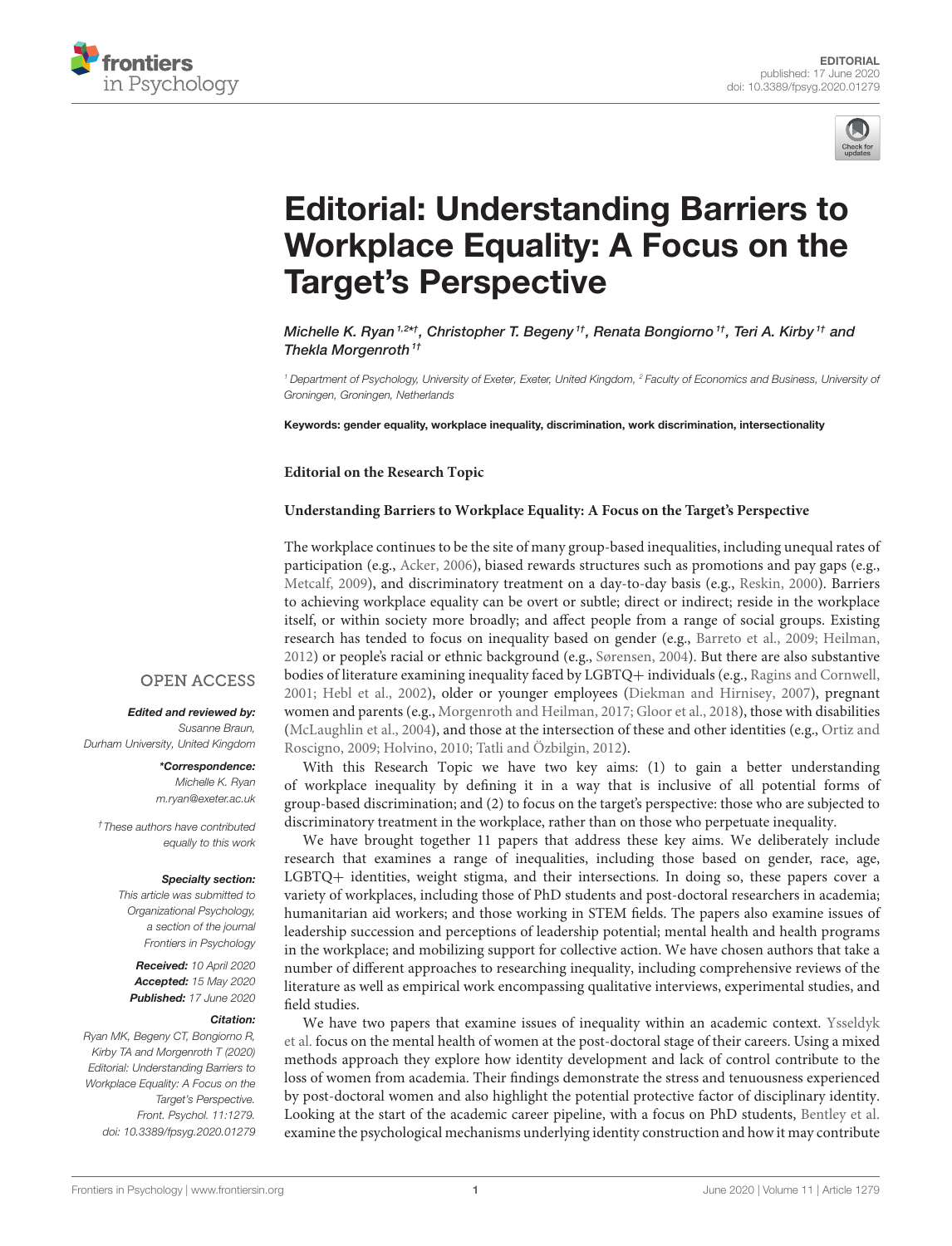EDITORIAL
published: 17 June 2020
doi: 10.3389/fpsyg.2020.01279

# Editorial: Understanding Barriers to Workplace Equality: A Focus on the Target's Perspective

*Michelle K. Ryan*[1,2*†], *Christopher T. Begeny*[1†], *Renata Bongiorno*[1†], *Teri A. Kirby*[1†] and *Thekla Morgenroth*[1†]

[1] Department of Psychology, University of Exeter, Exeter, United Kingdom, [2] Faculty of Economics and Business, University of Groningen, Groningen, Netherlands

**Keywords:** gender equality, workplace inequality, discrimination, work discrimination, intersectionality

OPEN ACCESS

***Edited and reviewed by:***
*Susanne Braun, Durham University, United Kingdom*

***\*Correspondence:***
*Michelle K. Ryan*
*m.ryan@exeter.ac.uk*

*†These authors have contributed equally to this work*

***Specialty section:***
*This article was submitted to Organizational Psychology, a section of the journal Frontiers in Psychology*

***Received:*** *10 April 2020*
***Accepted:*** *15 May 2020*
***Published:*** *17 June 2020*

***Citation:***
*Ryan MK, Begeny CT, Bongiorno R, Kirby TA and Morgenroth T (2020) Editorial: Understanding Barriers to Workplace Equality: A Focus on the Target's Perspective. Front. Psychol. 11:1279. doi: 10.3389/fpsyg.2020.01279*

**Editorial on the Research Topic**

**Understanding Barriers to Workplace Equality: A Focus on the Target's Perspective**

The workplace continues to be the site of many group-based inequalities, including unequal rates of participation (e.g., Acker, 2006), biased rewards structures such as promotions and pay gaps (e.g., Metcalf, 2009), and discriminatory treatment on a day-to-day basis (e.g., Reskin, 2000). Barriers to achieving workplace equality can be overt or subtle; direct or indirect; reside in the workplace itself, or within society more broadly; and affect people from a range of social groups. Existing research has tended to focus on inequality based on gender (e.g., Barreto et al., 2009; Heilman, 2012) or people's racial or ethnic background (e.g., Sørensen, 2004). But there are also substantive bodies of literature examining inequality faced by LGBTQ+ individuals (e.g., Ragins and Cornwell, 2001; Hebl et al., 2002), older or younger employees (Diekman and Hirnisey, 2007), pregnant women and parents (e.g., Morgenroth and Heilman, 2017; Gloor et al., 2018), those with disabilities (McLaughlin et al., 2004), and those at the intersection of these and other identities (e.g., Ortiz and Roscigno, 2009; Holvino, 2010; Tatli and Özbilgin, 2012).

With this Research Topic we have two key aims: (1) to gain a better understanding of workplace inequality by defining it in a way that is inclusive of all potential forms of group-based discrimination; and (2) to focus on the target's perspective: those who are subjected to discriminatory treatment in the workplace, rather than on those who perpetuate inequality.

We have brought together 11 papers that address these key aims. We deliberately include research that examines a range of inequalities, including those based on gender, race, age, LGBTQ+ identities, weight stigma, and their intersections. In doing so, these papers cover a variety of workplaces, including those of PhD students and post-doctoral researchers in academia; humanitarian aid workers; and those working in STEM fields. The papers also examine issues of leadership succession and perceptions of leadership potential; mental health and health programs in the workplace; and mobilizing support for collective action. We have chosen authors that take a number of different approaches to researching inequality, including comprehensive reviews of the literature as well as empirical work encompassing qualitative interviews, experimental studies, and field studies.

We have two papers that examine issues of inequality within an academic context. Ysseldyk et al. focus on the mental health of women at the post-doctoral stage of their careers. Using a mixed methods approach they explore how identity development and lack of control contribute to the loss of women from academia. Their findings demonstrate the stress and tenuousness experienced by post-doctoral women and also highlight the potential protective factor of disciplinary identity. Looking at the start of the academic career pipeline, with a focus on PhD students, Bentley et al. examine the psychological mechanisms underlying identity construction and how it may contribute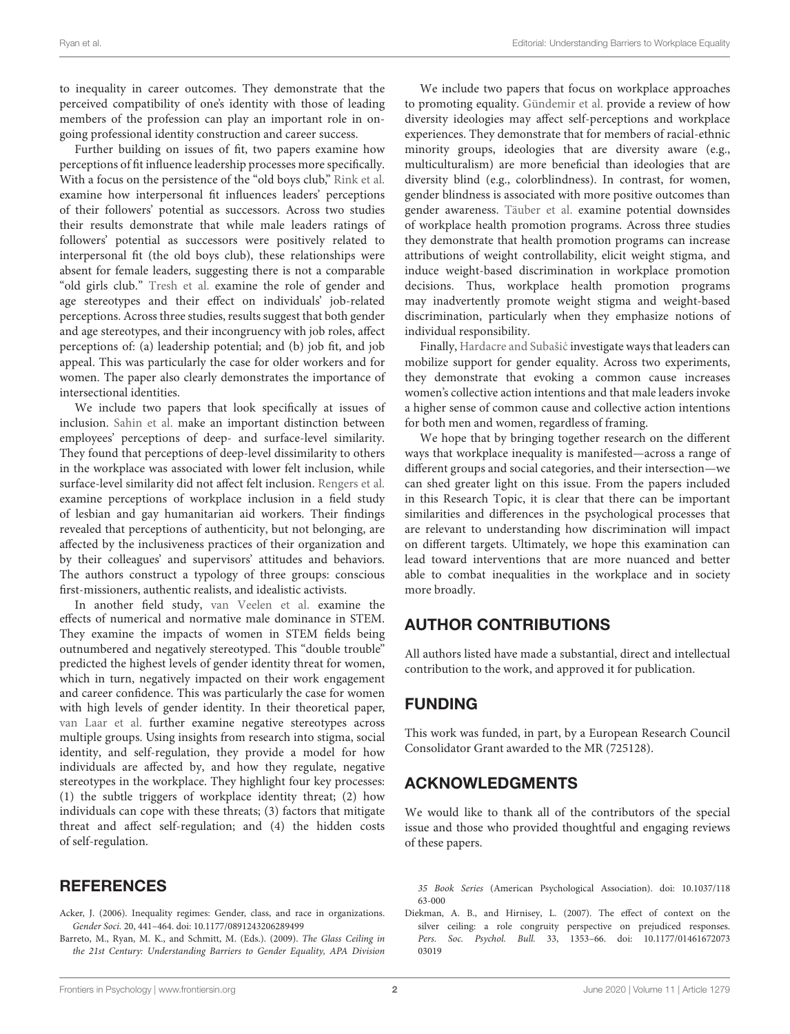to inequality in career outcomes. They demonstrate that the perceived compatibility of one's identity with those of leading members of the profession can play an important role in on-going professional identity construction and career success.

Further building on issues of fit, two papers examine how perceptions of fit influence leadership processes more specifically. With a focus on the persistence of the "old boys club," Rink et al. examine how interpersonal fit influences leaders' perceptions of their followers' potential as successors. Across two studies their results demonstrate that while male leaders ratings of followers' potential as successors were positively related to interpersonal fit (the old boys club), these relationships were absent for female leaders, suggesting there is not a comparable "old girls club." Tresh et al. examine the role of gender and age stereotypes and their effect on individuals' job-related perceptions. Across three studies, results suggest that both gender and age stereotypes, and their incongruency with job roles, affect perceptions of: (a) leadership potential; and (b) job fit, and job appeal. This was particularly the case for older workers and for women. The paper also clearly demonstrates the importance of intersectional identities.

We include two papers that look specifically at issues of inclusion. Sahin et al. make an important distinction between employees' perceptions of deep- and surface-level similarity. They found that perceptions of deep-level dissimilarity to others in the workplace was associated with lower felt inclusion, while surface-level similarity did not affect felt inclusion. Rengers et al. examine perceptions of workplace inclusion in a field study of lesbian and gay humanitarian aid workers. Their findings revealed that perceptions of authenticity, but not belonging, are affected by the inclusiveness practices of their organization and by their colleagues' and supervisors' attitudes and behaviors. The authors construct a typology of three groups: conscious first-missioners, authentic realists, and idealistic activists.

In another field study, van Veelen et al. examine the effects of numerical and normative male dominance in STEM. They examine the impacts of women in STEM fields being outnumbered and negatively stereotyped. This "double trouble" predicted the highest levels of gender identity threat for women, which in turn, negatively impacted on their work engagement and career confidence. This was particularly the case for women with high levels of gender identity. In their theoretical paper, van Laar et al. further examine negative stereotypes across multiple groups. Using insights from research into stigma, social identity, and self-regulation, they provide a model for how individuals are affected by, and how they regulate, negative stereotypes in the workplace. They highlight four key processes: (1) the subtle triggers of workplace identity threat; (2) how individuals can cope with these threats; (3) factors that mitigate threat and affect self-regulation; and (4) the hidden costs of self-regulation.

We include two papers that focus on workplace approaches to promoting equality. Gündemir et al. provide a review of how diversity ideologies may affect self-perceptions and workplace experiences. They demonstrate that for members of racial-ethnic minority groups, ideologies that are diversity aware (e.g., multiculturalism) are more beneficial than ideologies that are diversity blind (e.g., colorblindness). In contrast, for women, gender blindness is associated with more positive outcomes than gender awareness. Täuber et al. examine potential downsides of workplace health promotion programs. Across three studies they demonstrate that health promotion programs can increase attributions of weight controllability, elicit weight stigma, and induce weight-based discrimination in workplace promotion decisions. Thus, workplace health promotion programs may inadvertently promote weight stigma and weight-based discrimination, particularly when they emphasize notions of individual responsibility.

Finally, Hardacre and Subašić investigate ways that leaders can mobilize support for gender equality. Across two experiments, they demonstrate that evoking a common cause increases women's collective action intentions and that male leaders invoke a higher sense of common cause and collective action intentions for both men and women, regardless of framing.

We hope that by bringing together research on the different ways that workplace inequality is manifested—across a range of different groups and social categories, and their intersection—we can shed greater light on this issue. From the papers included in this Research Topic, it is clear that there can be important similarities and differences in the psychological processes that are relevant to understanding how discrimination will impact on different targets. Ultimately, we hope this examination can lead toward interventions that are more nuanced and better able to combat inequalities in the workplace and in society more broadly.

## AUTHOR CONTRIBUTIONS

All authors listed have made a substantial, direct and intellectual contribution to the work, and approved it for publication.

## FUNDING

This work was funded, in part, by a European Research Council Consolidator Grant awarded to the MR (725128).

## ACKNOWLEDGMENTS

We would like to thank all of the contributors of the special issue and those who provided thoughtful and engaging reviews of these papers.

## REFERENCES

Acker, J. (2006). Inequality regimes: Gender, class, and race in organizations. *Gender Soci.* 20, 441–464. doi: 10.1177/0891243206289499

Barreto, M., Ryan, M. K., and Schmitt, M. (Eds.). (2009). *The Glass Ceiling in the 21st Century: Understanding Barriers to Gender Equality, APA Division 35 Book Series* (American Psychological Association). doi: 10.1037/11863-000

Diekman, A. B., and Hirnisey, L. (2007). The effect of context on the silver ceiling: a role congruity perspective on prejudiced responses. *Pers. Soc. Psychol. Bull.* 33, 1353–66. doi: 10.1177/0146167207303019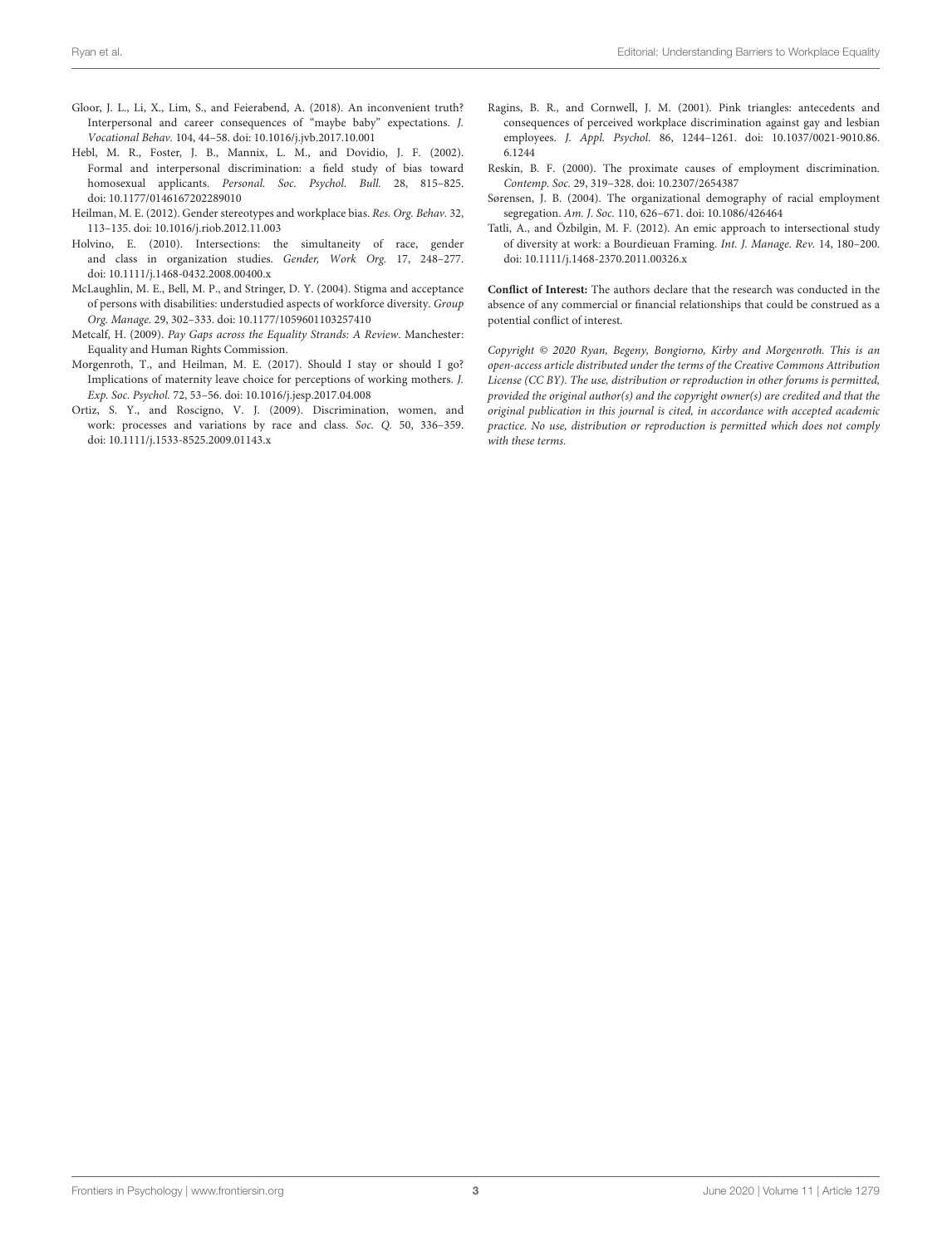Gloor, J. L., Li, X., Lim, S., and Feierabend, A. (2018). An inconvenient truth? Interpersonal and career consequences of "maybe baby" expectations. *J. Vocational Behav.* 104, 44–58. doi: 10.1016/j.jvb.2017.10.001

Hebl, M. R., Foster, J. B., Mannix, L. M., and Dovidio, J. F. (2002). Formal and interpersonal discrimination: a field study of bias toward homosexual applicants. *Personal. Soc. Psychol. Bull.* 28, 815–825. doi: 10.1177/0146167202289010

Heilman, M. E. (2012). Gender stereotypes and workplace bias. *Res. Org. Behav.* 32, 113–135. doi: 10.1016/j.riob.2012.11.003

Holvino, E. (2010). Intersections: the simultaneity of race, gender and class in organization studies. *Gender, Work Org.* 17, 248–277. doi: 10.1111/j.1468-0432.2008.00400.x

McLaughlin, M. E., Bell, M. P., and Stringer, D. Y. (2004). Stigma and acceptance of persons with disabilities: understudied aspects of workforce diversity. *Group Org. Manage.* 29, 302–333. doi: 10.1177/1059601103257410

Metcalf, H. (2009). *Pay Gaps across the Equality Strands: A Review*. Manchester: Equality and Human Rights Commission.

Morgenroth, T., and Heilman, M. E. (2017). Should I stay or should I go? Implications of maternity leave choice for perceptions of working mothers. *J. Exp. Soc. Psychol.* 72, 53–56. doi: 10.1016/j.jesp.2017.04.008

Ortiz, S. Y., and Roscigno, V. J. (2009). Discrimination, women, and work: processes and variations by race and class. *Soc. Q.* 50, 336–359. doi: 10.1111/j.1533-8525.2009.01143.x

Ragins, B. R., and Cornwell, J. M. (2001). Pink triangles: antecedents and consequences of perceived workplace discrimination against gay and lesbian employees. *J. Appl. Psychol.* 86, 1244–1261. doi: 10.1037/0021-9010.86.6.1244

Reskin, B. F. (2000). The proximate causes of employment discrimination. *Contemp. Soc.* 29, 319–328. doi: 10.2307/2654387

Sørensen, J. B. (2004). The organizational demography of racial employment segregation. *Am. J. Soc.* 110, 626–671. doi: 10.1086/426464

Tatli, A., and Özbilgin, M. F. (2012). An emic approach to intersectional study of diversity at work: a Bourdieuan Framing. *Int. J. Manage. Rev.* 14, 180–200. doi: 10.1111/j.1468-2370.2011.00326.x

**Conflict of Interest:** The authors declare that the research was conducted in the absence of any commercial or financial relationships that could be construed as a potential conflict of interest.

*Copyright © 2020 Ryan, Begeny, Bongiorno, Kirby and Morgenroth. This is an open-access article distributed under the terms of the Creative Commons Attribution License (CC BY). The use, distribution or reproduction in other forums is permitted, provided the original author(s) and the copyright owner(s) are credited and that the original publication in this journal is cited, in accordance with accepted academic practice. No use, distribution or reproduction is permitted which does not comply with these terms.*